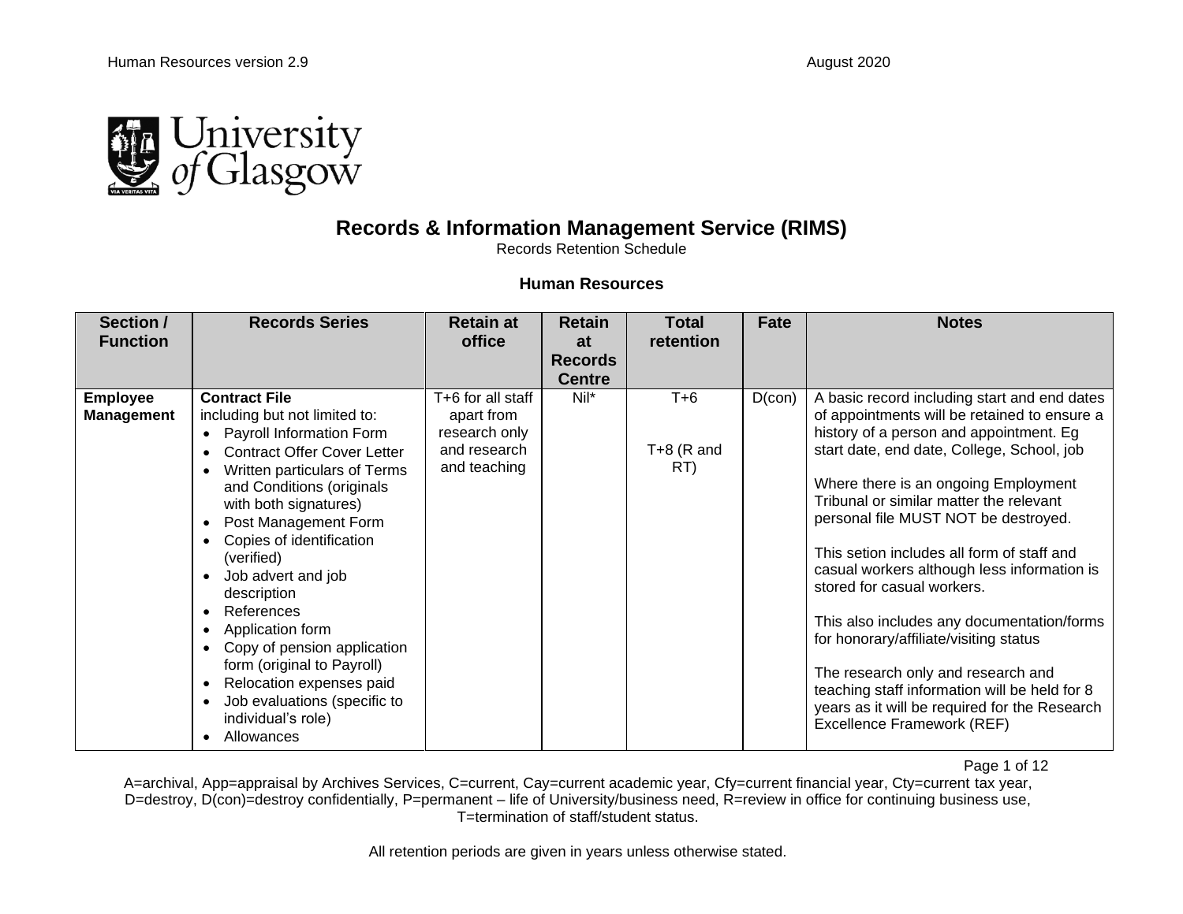# Records & Information Management Service (RIMS)

Records Retention Schedule

## Human Resources

| Section / Function | Records Series | Retain at office | Retain at Records Centre | Total retention | Fate | Notes |
| --- | --- | --- | --- | --- | --- | --- |
| **Employee Management** | **Contract File** including but not limited to: <br>• Payroll Information Form <br>• Contract Offer Cover Letter <br>• Written particulars of Terms and Conditions (originals with both signatures) <br>• Post Management Form <br>• Copies of identification (verified) <br>• Job advert and job description <br>• References <br>• Application form <br>• Copy of pension application form (original to Payroll) <br>• Relocation expenses paid <br>• Job evaluations (specific to individual's role) <br>• Allowances | T+6 for all staff apart from research only and research and teaching | Nil* | T+6 <br><br>T+8 (R and RT) | D(con) | A basic record including start and end dates of appointments will be retained to ensure a history of a person and appointment. Eg start date, end date, College, School, job <br><br>Where there is an ongoing Employment Tribunal or similar matter the relevant personal file MUST NOT be destroyed. <br><br>This setion includes all form of staff and casual workers although less information is stored for casual workers. <br><br>This also includes any documentation/forms for honorary/affiliate/visiting status <br><br>The research only and research and teaching staff information will be held for 8 years as it will be required for the Research Excellence Framework (REF) |

A=archival, App=appraisal by Archives Services, C=current, Cay=current academic year, Cfy=current financial year, Cty=current tax year, D=destroy, D(con)=destroy confidentially, P=permanent – life of University/business need, R=review in office for continuing business use, T=termination of staff/student status.

All retention periods are given in years unless otherwise stated.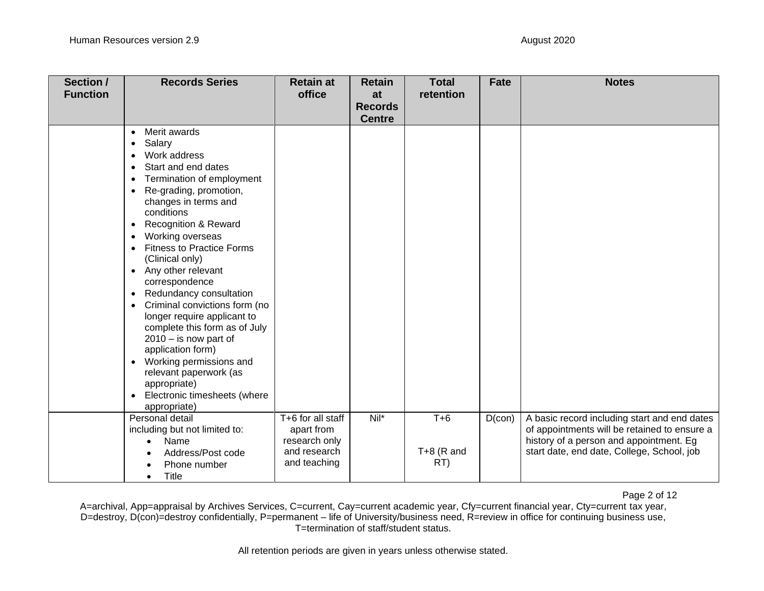| Section / Function | Records Series | Retain at office | Retain at Records Centre | Total retention | Fate | Notes |
|---|---|---|---|---|---|---|
| | • Merit awards<br>• Salary<br>• Work address<br>• Start and end dates<br>• Termination of employment<br>• Re-grading, promotion, changes in terms and conditions<br>• Recognition & Reward<br>• Working overseas<br>• Fitness to Practice Forms (Clinical only)<br>• Any other relevant correspondence<br>• Redundancy consultation<br>• Criminal convictions form (no longer require applicant to complete this form as of July 2010 – is now part of application form)<br>• Working permissions and relevant paperwork (as appropriate)<br>• Electronic timesheets (where appropriate) | | | | | |
| | Personal detail including but not limited to:<br>• Name<br>• Address/Post code<br>• Phone number<br>• Title | T+6 for all staff apart from research only and research and teaching | Nil* | T+6<br><br>T+8 (R and RT) | D(con) | A basic record including start and end dates of appointments will be retained to ensure a history of a person and appointment. Eg start date, end date, College, School, job |

A=archival, App=appraisal by Archives Services, C=current, Cay=current academic year, Cfy=current financial year, Cty=current tax year, D=destroy, D(con)=destroy confidentially, P=permanent – life of University/business need, R=review in office for continuing business use, T=termination of staff/student status.

All retention periods are given in years unless otherwise stated.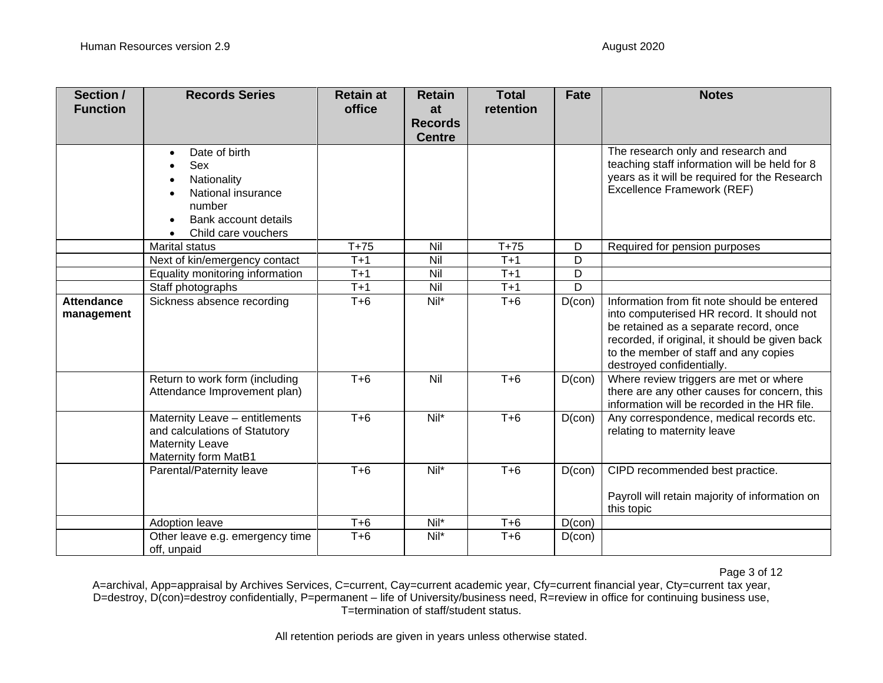| Section / Function | Records Series | Retain at office | Retain at Records Centre | Total retention | Fate | Notes |
|---|---|---|---|---|---|---|
| | • Date of birth<br>• Sex<br>• Nationality<br>• National insurance number<br>• Bank account details<br>• Child care vouchers | | | | | The research only and research and teaching staff information will be held for 8 years as it will be required for the Research Excellence Framework (REF) |
| | Marital status | T+75 | Nil | T+75 | D | Required for pension purposes |
| | Next of kin/emergency contact | T+1 | Nil | T+1 | D | |
| | Equality monitoring information | T+1 | Nil | T+1 | D | |
| | Staff photographs | T+1 | Nil | T+1 | D | |
| **Attendance management** | Sickness absence recording | T+6 | Nil* | T+6 | D(con) | Information from fit note should be entered into computerised HR record. It should not be retained as a separate record, once recorded, if original, it should be given back to the member of staff and any copies destroyed confidentially. |
| | Return to work form (including Attendance Improvement plan) | T+6 | Nil | T+6 | D(con) | Where review triggers are met or where there are any other causes for concern, this information will be recorded in the HR file. |
| | Maternity Leave – entitlements and calculations of Statutory Maternity Leave<br>Maternity form MatB1 | T+6 | Nil* | T+6 | D(con) | Any correspondence, medical records etc. relating to maternity leave |
| | Parental/Paternity leave | T+6 | Nil* | T+6 | D(con) | CIPD recommended best practice.<br><br>Payroll will retain majority of information on this topic |
| | Adoption leave | T+6 | Nil* | T+6 | D(con) | |
| | Other leave e.g. emergency time off, unpaid | T+6 | Nil* | T+6 | D(con) | |

A=archival, App=appraisal by Archives Services, C=current, Cay=current academic year, Cfy=current financial year, Cty=current tax year, D=destroy, D(con)=destroy confidentially, P=permanent – life of University/business need, R=review in office for continuing business use, T=termination of staff/student status.

All retention periods are given in years unless otherwise stated.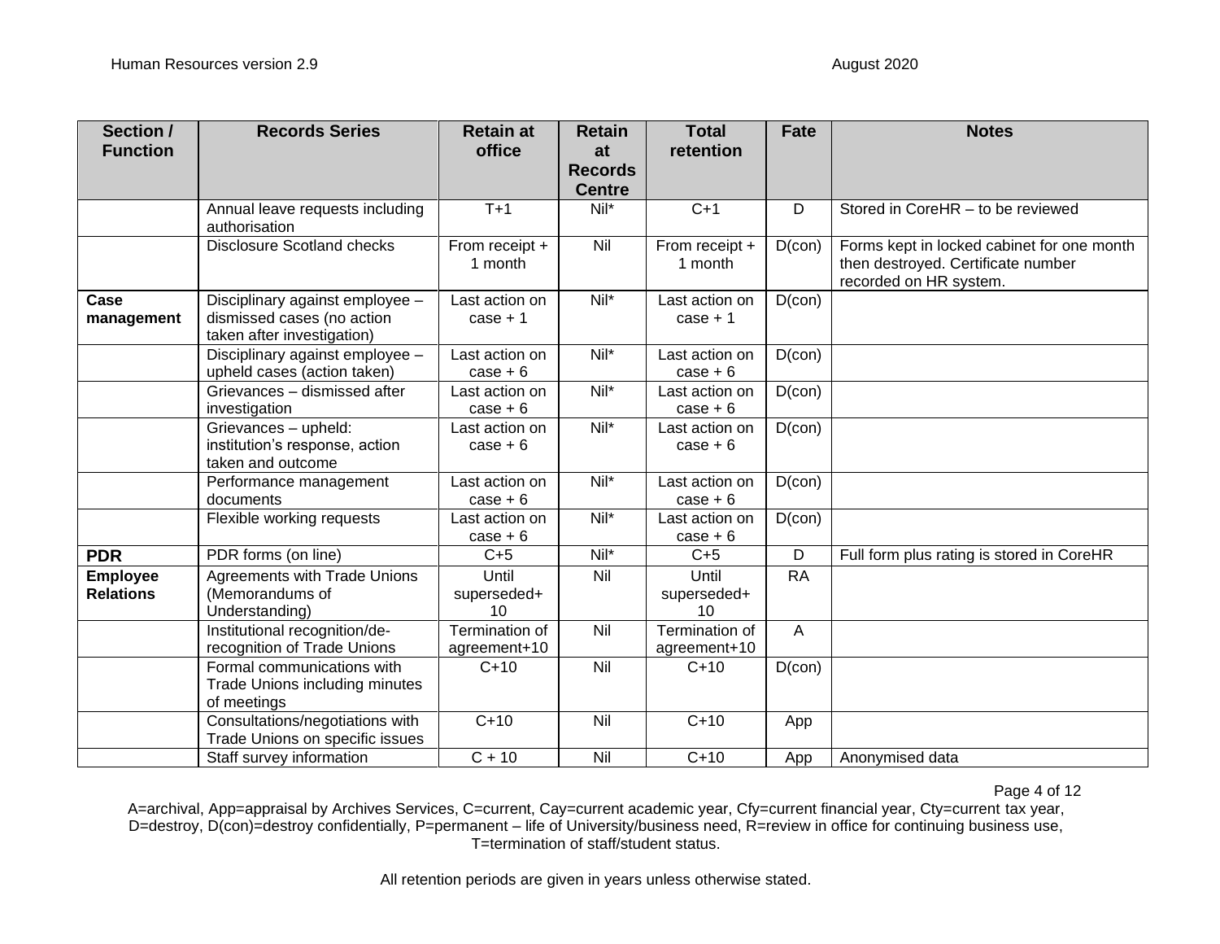| Section / Function | Records Series | Retain at office | Retain at Records Centre | Total retention | Fate | Notes |
|---|---|---|---|---|---|---|
| | Annual leave requests including authorisation | T+1 | Nil* | C+1 | D | Stored in CoreHR – to be reviewed |
| | Disclosure Scotland checks | From receipt + 1 month | Nil | From receipt + 1 month | D(con) | Forms kept in locked cabinet for one month then destroyed. Certificate number recorded on HR system. |
| **Case management** | Disciplinary against employee – dismissed cases (no action taken after investigation) | Last action on case + 1 | Nil* | Last action on case + 1 | D(con) | |
| | Disciplinary against employee – upheld cases (action taken) | Last action on case + 6 | Nil* | Last action on case + 6 | D(con) | |
| | Grievances – dismissed after investigation | Last action on case + 6 | Nil* | Last action on case + 6 | D(con) | |
| | Grievances – upheld: institution's response, action taken and outcome | Last action on case + 6 | Nil* | Last action on case + 6 | D(con) | |
| | Performance management documents | Last action on case + 6 | Nil* | Last action on case + 6 | D(con) | |
| | Flexible working requests | Last action on case + 6 | Nil* | Last action on case + 6 | D(con) | |
| **PDR** | PDR forms (on line) | C+5 | Nil* | C+5 | D | Full form plus rating is stored in CoreHR |
| **Employee Relations** | Agreements with Trade Unions (Memorandums of Understanding) | Until superseded+ 10 | Nil | Until superseded+ 10 | RA | |
| | Institutional recognition/de-recognition of Trade Unions | Termination of agreement+10 | Nil | Termination of agreement+10 | A | |
| | Formal communications with Trade Unions including minutes of meetings | C+10 | Nil | C+10 | D(con) | |
| | Consultations/negotiations with Trade Unions on specific issues | C+10 | Nil | C+10 | App | |
| | Staff survey information | C + 10 | Nil | C+10 | App | Anonymised data |

A=archival, App=appraisal by Archives Services, C=current, Cay=current academic year, Cfy=current financial year, Cty=current tax year, D=destroy, D(con)=destroy confidentially, P=permanent – life of University/business need, R=review in office for continuing business use, T=termination of staff/student status.

All retention periods are given in years unless otherwise stated.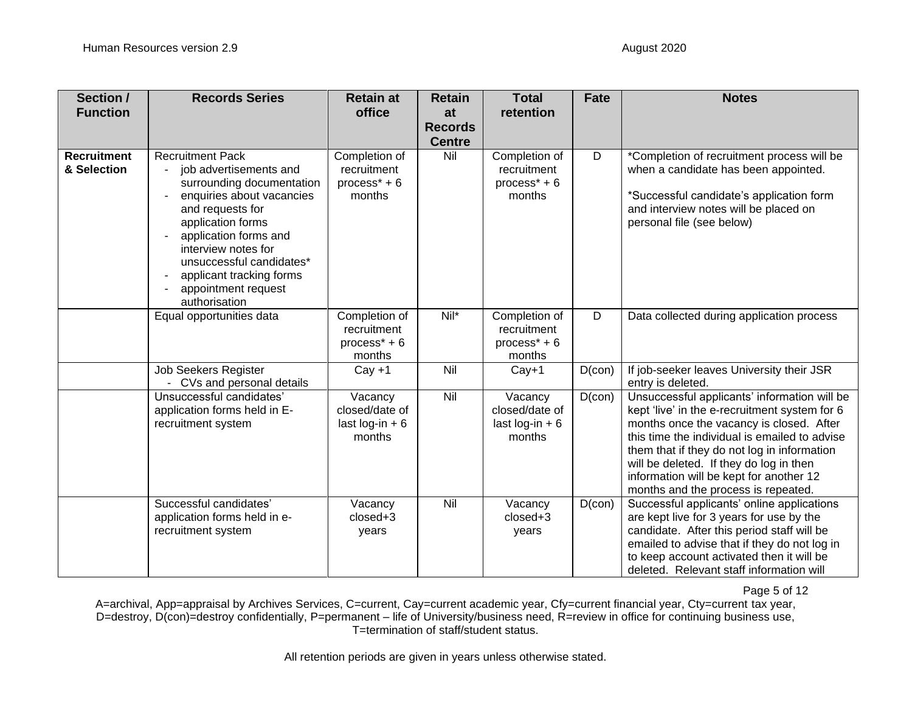| Section / Function | Records Series | Retain at office | Retain at Records Centre | Total retention | Fate | Notes |
|---|---|---|---|---|---|---|
| **Recruitment & Selection** | Recruitment Pack<br>- job advertisements and surrounding documentation<br>- enquiries about vacancies and requests for application forms<br>- application forms and interview notes for unsuccessful candidates*<br>- applicant tracking forms<br>- appointment request authorisation | Completion of recruitment process* + 6 months | Nil | Completion of recruitment process* + 6 months | D | *Completion of recruitment process will be when a candidate has been appointed.<br><br>*Successful candidate's application form and interview notes will be placed on personal file (see below) |
| | Equal opportunities data | Completion of recruitment process* + 6 months | Nil* | Completion of recruitment process* + 6 months | D | Data collected during application process |
| | Job Seekers Register<br>- CVs and personal details | Cay +1 | Nil | Cay+1 | D(con) | If job-seeker leaves University their JSR entry is deleted. |
| | Unsuccessful candidates' application forms held in E-recruitment system | Vacancy closed/date of last log-in + 6 months | Nil | Vacancy closed/date of last log-in + 6 months | D(con) | Unsuccessful applicants' information will be kept 'live' in the e-recruitment system for 6 months once the vacancy is closed. After this time the individual is emailed to advise them that if they do not log in information will be deleted. If they do log in then information will be kept for another 12 months and the process is repeated. |
| | Successful candidates' application forms held in e-recruitment system | Vacancy closed+3 years | Nil | Vacancy closed+3 years | D(con) | Successful applicants' online applications are kept live for 3 years for use by the candidate. After this period staff will be emailed to advise that if they do not log in to keep account activated then it will be deleted. Relevant staff information will |

A=archival, App=appraisal by Archives Services, C=current, Cay=current academic year, Cfy=current financial year, Cty=current tax year, D=destroy, D(con)=destroy confidentially, P=permanent – life of University/business need, R=review in office for continuing business use, T=termination of staff/student status.

All retention periods are given in years unless otherwise stated.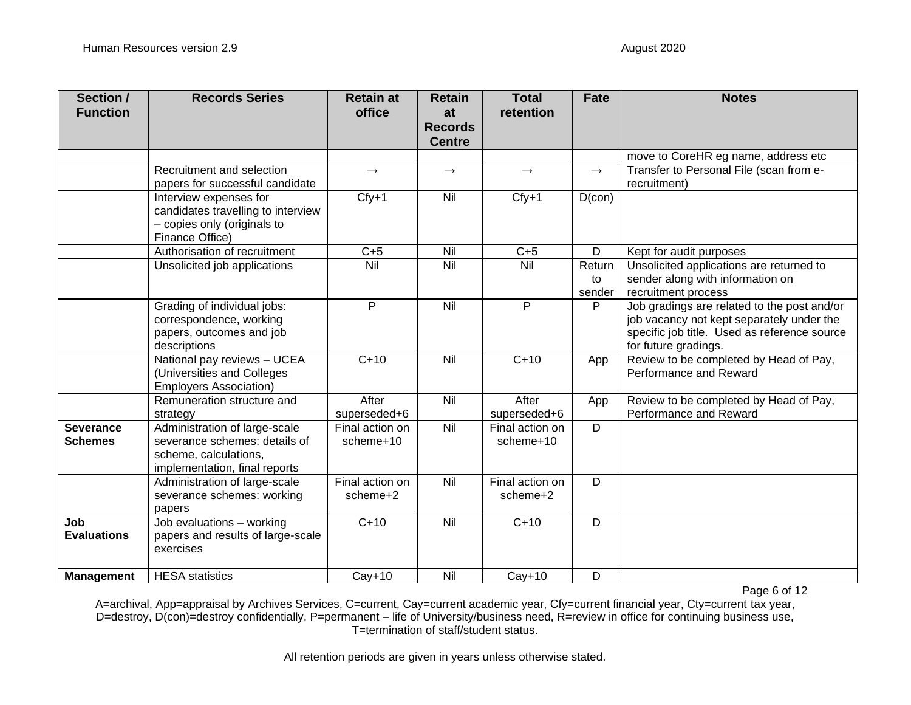| Section / Function | Records Series | Retain at office | Retain at Records Centre | Total retention | Fate | Notes |
|---|---|---|---|---|---|---|
| | | | | | | move to CoreHR eg name, address etc |
| | Recruitment and selection papers for successful candidate | → | → | → | → | Transfer to Personal File (scan from e-recruitment) |
| | Interview expenses for candidates travelling to interview – copies only (originals to Finance Office) | Cfy+1 | Nil | Cfy+1 | D(con) | |
| | Authorisation of recruitment | C+5 | Nil | C+5 | D | Kept for audit purposes |
| | Unsolicited job applications | Nil | Nil | Nil | Return to sender | Unsolicited applications are returned to sender along with information on recruitment process |
| | Grading of individual jobs: correspondence, working papers, outcomes and job descriptions | P | Nil | P | P | Job gradings are related to the post and/or job vacancy not kept separately under the specific job title. Used as reference source for future gradings. |
| | National pay reviews – UCEA (Universities and Colleges Employers Association) | C+10 | Nil | C+10 | App | Review to be completed by Head of Pay, Performance and Reward |
| | Remuneration structure and strategy | After superseded+6 | Nil | After superseded+6 | App | Review to be completed by Head of Pay, Performance and Reward |
| **Severance Schemes** | Administration of large-scale severance schemes: details of scheme, calculations, implementation, final reports | Final action on scheme+10 | Nil | Final action on scheme+10 | D | |
| | Administration of large-scale severance schemes: working papers | Final action on scheme+2 | Nil | Final action on scheme+2 | D | |
| **Job Evaluations** | Job evaluations – working papers and results of large-scale exercises | C+10 | Nil | C+10 | D | |
| **Management** | HESA statistics | Cay+10 | Nil | Cay+10 | D | |

A=archival, App=appraisal by Archives Services, C=current, Cay=current academic year, Cfy=current financial year, Cty=current tax year, D=destroy, D(con)=destroy confidentially, P=permanent – life of University/business need, R=review in office for continuing business use, T=termination of staff/student status.

All retention periods are given in years unless otherwise stated.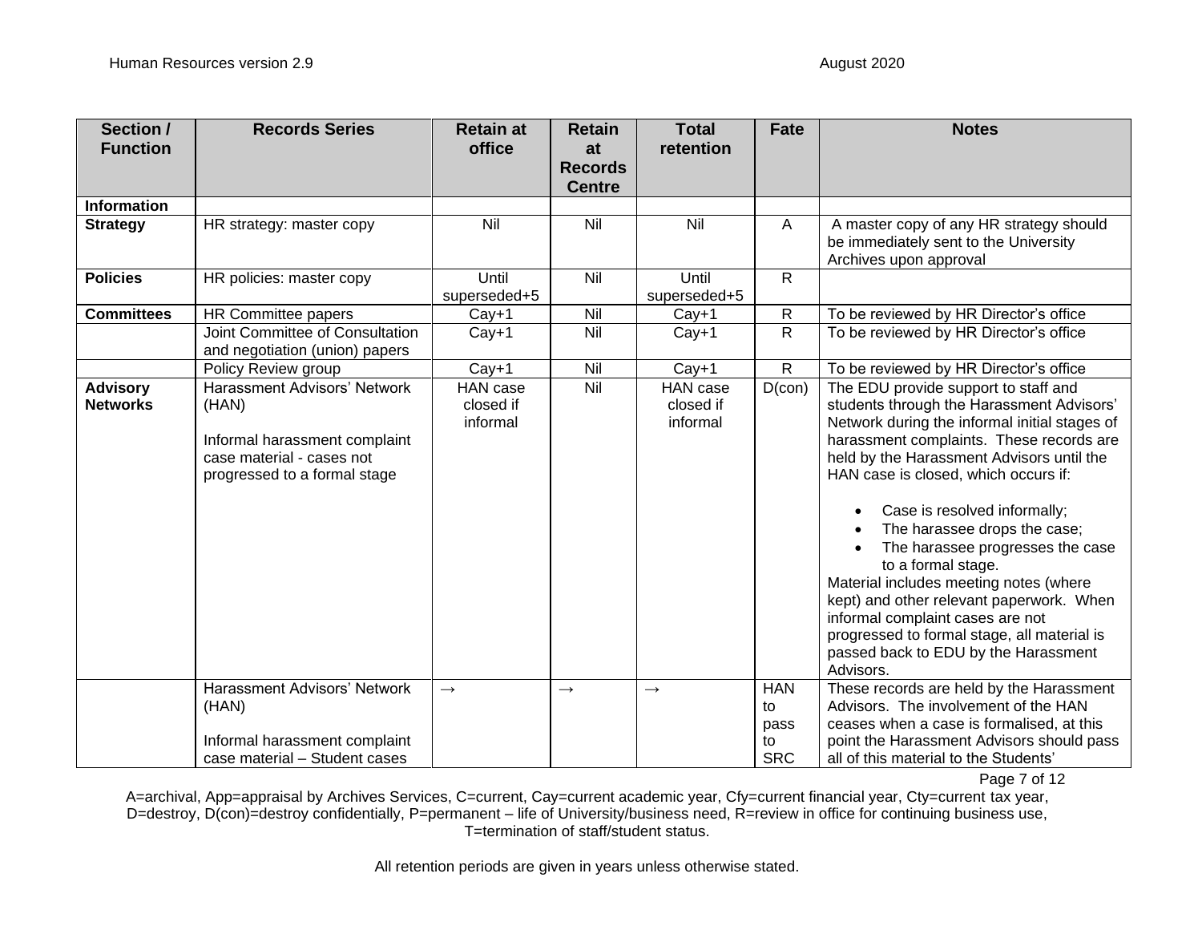| Section / Function | Records Series | Retain at office | Retain at Records Centre | Total retention | Fate | Notes |
|---|---|---|---|---|---|---|
| **Information** | | | | | | |
| **Strategy** | HR strategy: master copy | Nil | Nil | Nil | A | A master copy of any HR strategy should be immediately sent to the University Archives upon approval |
| **Policies** | HR policies: master copy | Until superseded+5 | Nil | Until superseded+5 | R | |
| **Committees** | HR Committee papers | Cay+1 | Nil | Cay+1 | R | To be reviewed by HR Director's office |
| | Joint Committee of Consultation and negotiation (union) papers | Cay+1 | Nil | Cay+1 | R | To be reviewed by HR Director's office |
| | Policy Review group | Cay+1 | Nil | Cay+1 | R | To be reviewed by HR Director's office |
| **Advisory Networks** | Harassment Advisors' Network (HAN)<br><br>Informal harassment complaint case material - cases not progressed to a formal stage | HAN case closed if informal | Nil | HAN case closed if informal | D(con) | The EDU provide support to staff and students through the Harassment Advisors' Network during the informal initial stages of harassment complaints. These records are held by the Harassment Advisors until the HAN case is closed, which occurs if:<br><br>• Case is resolved informally;<br>• The harassee drops the case;<br>• The harassee progresses the case to a formal stage.<br><br>Material includes meeting notes (where kept) and other relevant paperwork. When informal complaint cases are not progressed to formal stage, all material is passed back to EDU by the Harassment Advisors. |
| | Harassment Advisors' Network (HAN)<br><br>Informal harassment complaint case material – Student cases | → | → | → | HAN to pass to SRC | These records are held by the Harassment Advisors. The involvement of the HAN ceases when a case is formalised, at this point the Harassment Advisors should pass all of this material to the Students' |

A=archival, App=appraisal by Archives Services, C=current, Cay=current academic year, Cfy=current financial year, Cty=current tax year, D=destroy, D(con)=destroy confidentially, P=permanent – life of University/business need, R=review in office for continuing business use, T=termination of staff/student status.

All retention periods are given in years unless otherwise stated.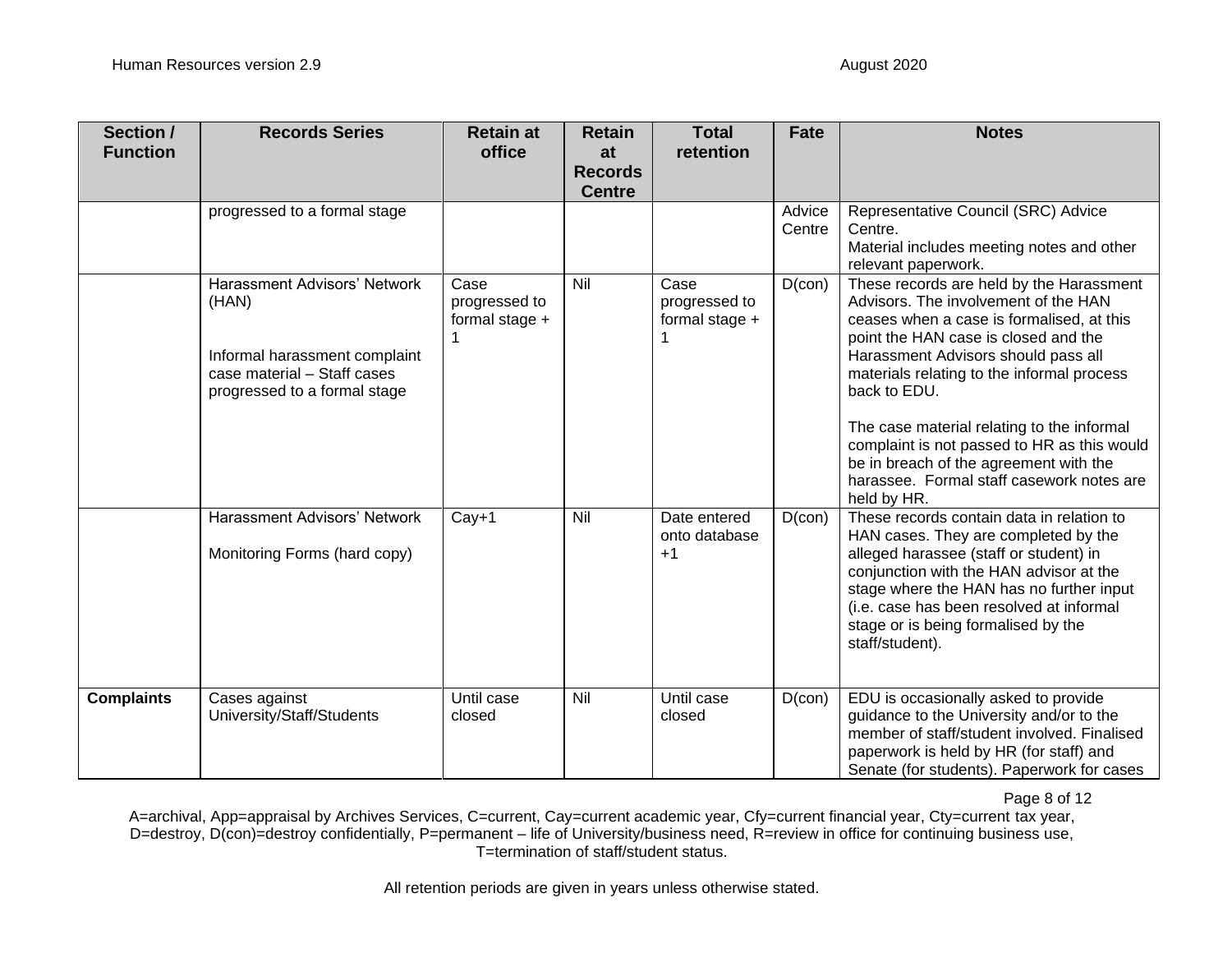| Section / Function | Records Series | Retain at office | Retain at Records Centre | Total retention | Fate | Notes |
|---|---|---|---|---|---|---|
| | progressed to a formal stage | | | | Advice Centre | Representative Council (SRC) Advice Centre.<br>Material includes meeting notes and other relevant paperwork. |
| | Harassment Advisors' Network (HAN)<br><br>Informal harassment complaint case material – Staff cases progressed to a formal stage | Case progressed to formal stage + 1 | Nil | Case progressed to formal stage + 1 | D(con) | These records are held by the Harassment Advisors. The involvement of the HAN ceases when a case is formalised, at this point the HAN case is closed and the Harassment Advisors should pass all materials relating to the informal process back to EDU.<br><br>The case material relating to the informal complaint is not passed to HR as this would be in breach of the agreement with the harassee. Formal staff casework notes are held by HR. |
| | Harassment Advisors' Network<br><br>Monitoring Forms (hard copy) | Cay+1 | Nil | Date entered onto database +1 | D(con) | These records contain data in relation to HAN cases. They are completed by the alleged harassee (staff or student) in conjunction with the HAN advisor at the stage where the HAN has no further input (i.e. case has been resolved at informal stage or is being formalised by the staff/student). |
| **Complaints** | Cases against University/Staff/Students | Until case closed | Nil | Until case closed | D(con) | EDU is occasionally asked to provide guidance to the University and/or to the member of staff/student involved. Finalised paperwork is held by HR (for staff) and Senate (for students). Paperwork for cases |

A=archival, App=appraisal by Archives Services, C=current, Cay=current academic year, Cfy=current financial year, Cty=current tax year, D=destroy, D(con)=destroy confidentially, P=permanent – life of University/business need, R=review in office for continuing business use, T=termination of staff/student status.

All retention periods are given in years unless otherwise stated.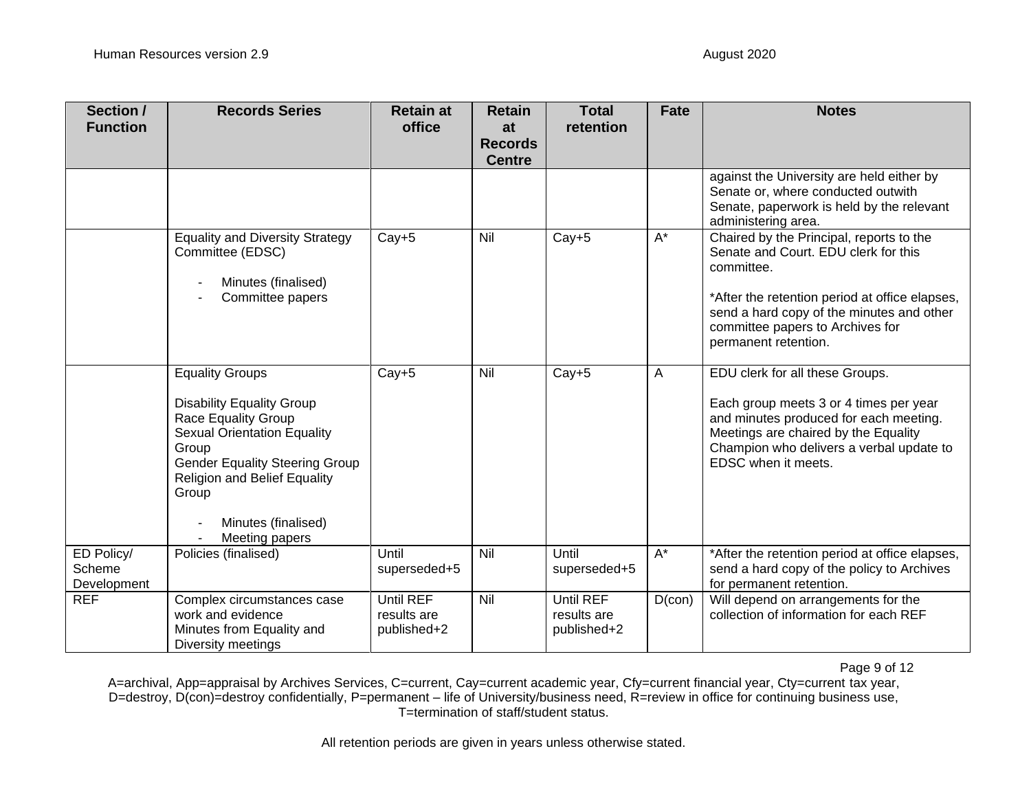| Section / Function | Records Series | Retain at office | Retain at Records Centre | Total retention | Fate | Notes |
|---|---|---|---|---|---|---|
| | | | | | | against the University are held either by Senate or, where conducted outwith Senate, paperwork is held by the relevant administering area. |
| | Equality and Diversity Strategy Committee (EDSC)<br><br>- Minutes (finalised)<br>- Committee papers | Cay+5 | Nil | Cay+5 | A* | Chaired by the Principal, reports to the Senate and Court. EDU clerk for this committee.<br><br>*After the retention period at office elapses, send a hard copy of the minutes and other committee papers to Archives for permanent retention. |
| | Equality Groups<br><br>Disability Equality Group<br>Race Equality Group<br>Sexual Orientation Equality Group<br>Gender Equality Steering Group<br>Religion and Belief Equality Group<br><br>- Minutes (finalised)<br>- Meeting papers | Cay+5 | Nil | Cay+5 | A | EDU clerk for all these Groups.<br><br>Each group meets 3 or 4 times per year and minutes produced for each meeting. Meetings are chaired by the Equality Champion who delivers a verbal update to EDSC when it meets. |
| ED Policy/ Scheme Development | Policies (finalised) | Until superseded+5 | Nil | Until superseded+5 | A* | *After the retention period at office elapses, send a hard copy of the policy to Archives for permanent retention. |
| REF | Complex circumstances case work and evidence<br>Minutes from Equality and Diversity meetings | Until REF results are published+2 | Nil | Until REF results are published+2 | D(con) | Will depend on arrangements for the collection of information for each REF |

A=archival, App=appraisal by Archives Services, C=current, Cay=current academic year, Cfy=current financial year, Cty=current tax year, D=destroy, D(con)=destroy confidentially, P=permanent – life of University/business need, R=review in office for continuing business use, T=termination of staff/student status.

All retention periods are given in years unless otherwise stated.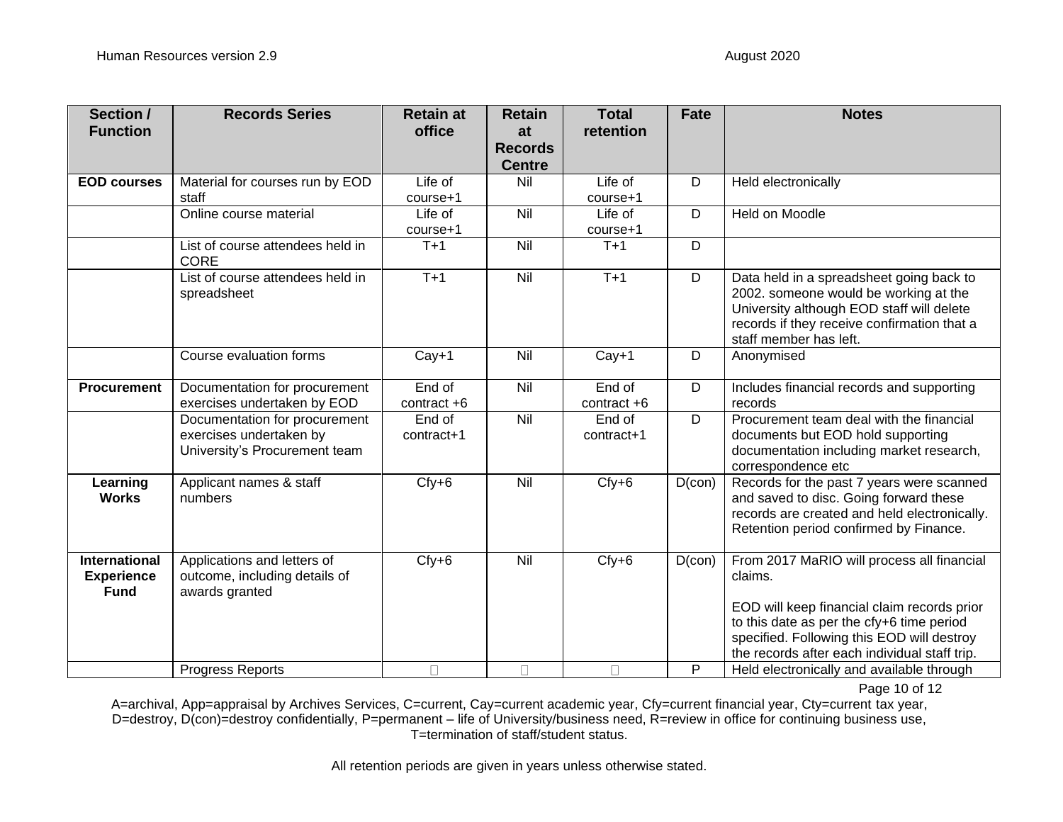| Section / Function | Records Series | Retain at office | Retain at Records Centre | Total retention | Fate | Notes |
|---|---|---|---|---|---|---|
| **EOD courses** | Material for courses run by EOD staff | Life of course+1 | Nil | Life of course+1 | D | Held electronically |
| | Online course material | Life of course+1 | Nil | Life of course+1 | D | Held on Moodle |
| | List of course attendees held in CORE | T+1 | Nil | T+1 | D | |
| | List of course attendees held in spreadsheet | T+1 | Nil | T+1 | D | Data held in a spreadsheet going back to 2002. someone would be working at the University although EOD staff will delete records if they receive confirmation that a staff member has left. |
| | Course evaluation forms | Cay+1 | Nil | Cay+1 | D | Anonymised |
| **Procurement** | Documentation for procurement exercises undertaken by EOD | End of contract +6 | Nil | End of contract +6 | D | Includes financial records and supporting records |
| | Documentation for procurement exercises undertaken by University's Procurement team | End of contract+1 | Nil | End of contract+1 | D | Procurement team deal with the financial documents but EOD hold supporting documentation including market research, correspondence etc |
| **Learning Works** | Applicant names & staff numbers | Cfy+6 | Nil | Cfy+6 | D(con) | Records for the past 7 years were scanned and saved to disc. Going forward these records are created and held electronically. Retention period confirmed by Finance. |
| **International Experience Fund** | Applications and letters of outcome, including details of awards granted | Cfy+6 | Nil | Cfy+6 | D(con) | From 2017 MaRIO will process all financial claims.<br><br>EOD will keep financial claim records prior to this date as per the cfy+6 time period specified. Following this EOD will destroy the records after each individual staff trip. |
| | Progress Reports | | | | P | Held electronically and available through |

A=archival, App=appraisal by Archives Services, C=current, Cay=current academic year, Cfy=current financial year, Cty=current tax year, D=destroy, D(con)=destroy confidentially, P=permanent – life of University/business need, R=review in office for continuing business use, T=termination of staff/student status.

All retention periods are given in years unless otherwise stated.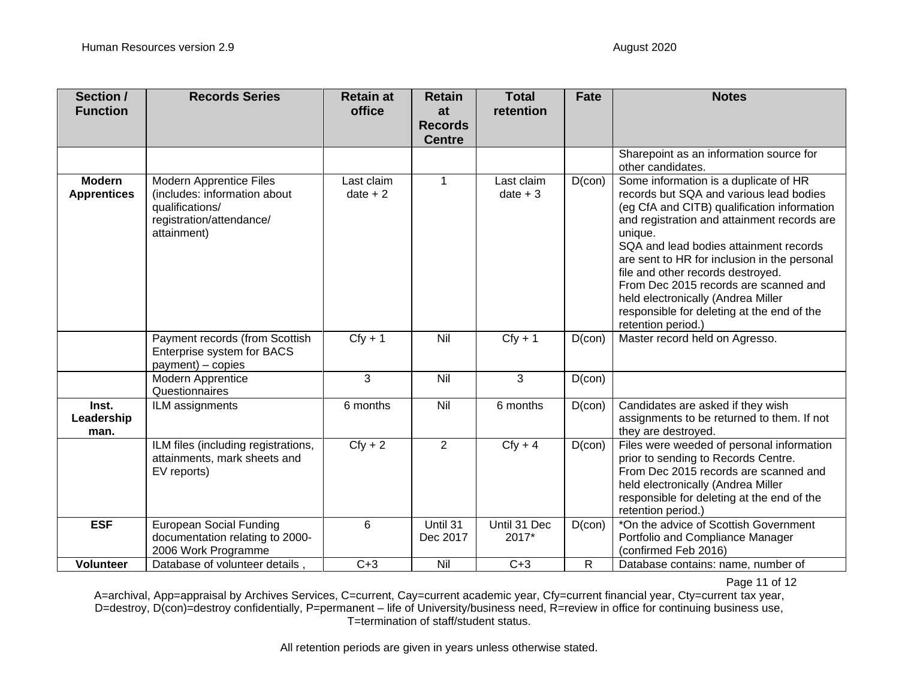| Section / Function | Records Series | Retain at office | Retain at Records Centre | Total retention | Fate | Notes |
|---|---|---|---|---|---|---|
| | | | | | | Sharepoint as an information source for other candidates. |
| **Modern Apprentices** | Modern Apprentice Files (includes: information about qualifications/ registration/attendance/ attainment) | Last claim date + 2 | 1 | Last claim date + 3 | D(con) | Some information is a duplicate of HR records but SQA and various lead bodies (eg CfA and CITB) qualification information and registration and attainment records are unique.<br>SQA and lead bodies attainment records are sent to HR for inclusion in the personal file and other records destroyed.<br>From Dec 2015 records are scanned and held electronically (Andrea Miller responsible for deleting at the end of the retention period.) |
| | Payment records (from Scottish Enterprise system for BACS payment) – copies | Cfy + 1 | Nil | Cfy + 1 | D(con) | Master record held on Agresso. |
| | Modern Apprentice Questionnaires | 3 | Nil | 3 | D(con) | |
| **Inst. Leadership man.** | ILM assignments | 6 months | Nil | 6 months | D(con) | Candidates are asked if they wish assignments to be returned to them. If not they are destroyed. |
| | ILM files (including registrations, attainments, mark sheets and EV reports) | Cfy + 2 | 2 | Cfy + 4 | D(con) | Files were weeded of personal information prior to sending to Records Centre.<br>From Dec 2015 records are scanned and held electronically (Andrea Miller responsible for deleting at the end of the retention period.) |
| **ESF** | European Social Funding documentation relating to 2000-2006 Work Programme | 6 | Until 31 Dec 2017 | Until 31 Dec 2017* | D(con) | *On the advice of Scottish Government Portfolio and Compliance Manager (confirmed Feb 2016) |
| **Volunteer** | Database of volunteer details , | C+3 | Nil | C+3 | R | Database contains: name, number of |

A=archival, App=appraisal by Archives Services, C=current, Cay=current academic year, Cfy=current financial year, Cty=current tax year, D=destroy, D(con)=destroy confidentially, P=permanent – life of University/business need, R=review in office for continuing business use, T=termination of staff/student status.

All retention periods are given in years unless otherwise stated.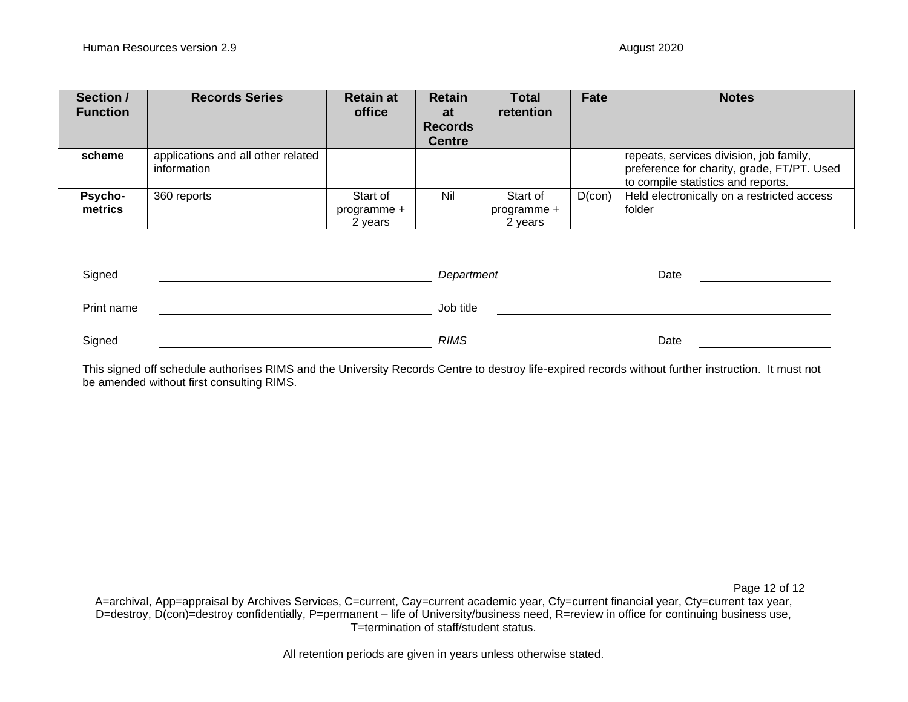| Section / Function | Records Series | Retain at office | Retain at Records Centre | Total retention | Fate | Notes |
| --- | --- | --- | --- | --- | --- | --- |
| **scheme** | applications and all other related information | | | | | repeats, services division, job family, preference for charity, grade, FT/PT. Used to compile statistics and reports. |
| **Psycho-metrics** | 360 reports | Start of programme + 2 years | Nil | Start of programme + 2 years | D(con) | Held electronically on a restricted access folder |

Signed \_\_\_\_\_\_\_\_\_\_\_\_\_\_\_\_\_\_\_\_\_\_\_\_ *Department* Date \_\_\_\_\_\_\_\_\_\_\_\_

Print name \_\_\_\_\_\_\_\_\_\_\_\_\_\_\_\_\_\_\_\_\_\_\_\_ Job title \_\_\_\_\_\_\_\_\_\_\_\_\_\_\_\_\_\_\_\_\_\_\_\_

Signed \_\_\_\_\_\_\_\_\_\_\_\_\_\_\_\_\_\_\_\_\_\_\_\_ *RIMS* Date \_\_\_\_\_\_\_\_\_\_\_\_

This signed off schedule authorises RIMS and the University Records Centre to destroy life-expired records without further instruction. It must not be amended without first consulting RIMS.

A=archival, App=appraisal by Archives Services, C=current, Cay=current academic year, Cfy=current financial year, Cty=current tax year, D=destroy, D(con)=destroy confidentially, P=permanent – life of University/business need, R=review in office for continuing business use, T=termination of staff/student status.

All retention periods are given in years unless otherwise stated.